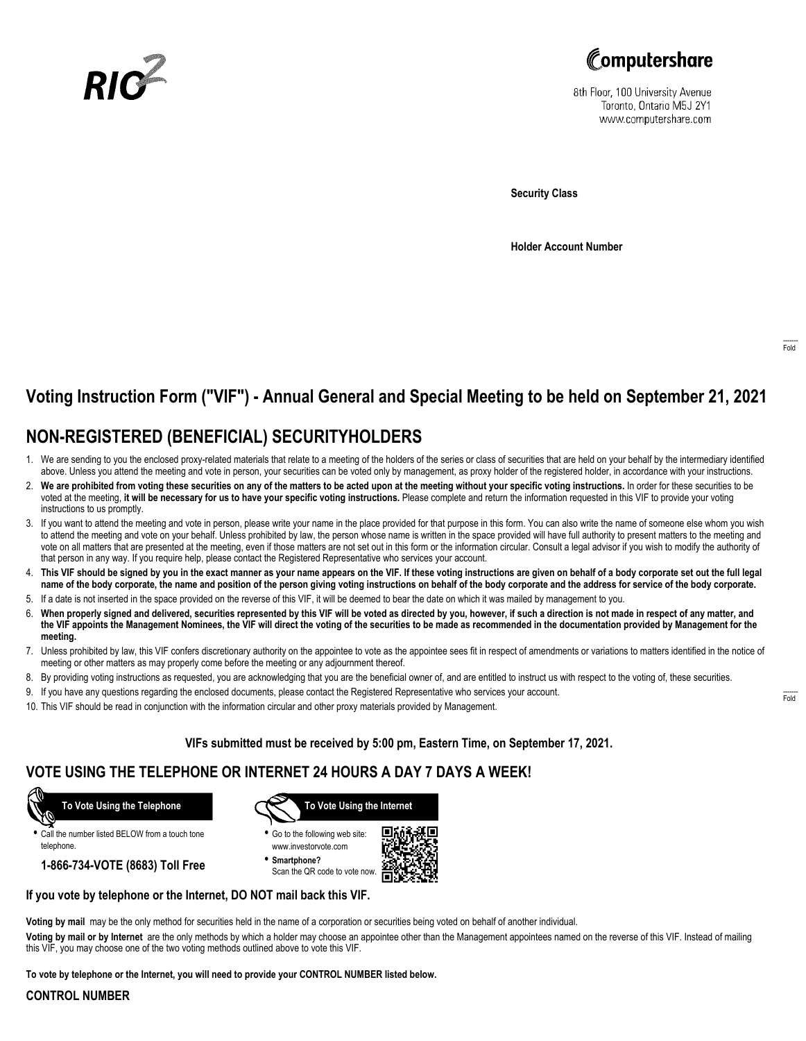RIO²

Computershare
8th Floor, 100 University Avenue
Toronto, Ontario M5J 2Y1
www.computershare.com

**Security Class**

**Holder Account Number**

Fold

# Voting Instruction Form ("VIF") - Annual General and Special Meeting to be held on September 21, 2021

## NON-REGISTERED (BENEFICIAL) SECURITYHOLDERS

1. We are sending to you the enclosed proxy-related materials that relate to a meeting of the holders of the series or class of securities that are held on your behalf by the intermediary identified above. Unless you attend the meeting and vote in person, your securities can be voted only by management, as proxy holder of the registered holder, in accordance with your instructions.
2. **We are prohibited from voting these securities on any of the matters to be acted upon at the meeting without your specific voting instructions.** In order for these securities to be voted at the meeting, **it will be necessary for us to have your specific voting instructions.** Please complete and return the information requested in this VIF to provide your voting instructions to us promptly.
3. If you want to attend the meeting and vote in person, please write your name in the place provided for that purpose in this form. You can also write the name of someone else whom you wish to attend the meeting and vote on your behalf. Unless prohibited by law, the person whose name is written in the space provided will have full authority to present matters to the meeting and vote on all matters that are presented at the meeting, even if those matters are not set out in this form or the information circular. Consult a legal advisor if you wish to modify the authority of that person in any way. If you require help, please contact the Registered Representative who services your account.
4. **This VIF should be signed by you in the exact manner as your name appears on the VIF. If these voting instructions are given on behalf of a body corporate set out the full legal name of the body corporate, the name and position of the person giving voting instructions on behalf of the body corporate and the address for service of the body corporate.**
5. If a date is not inserted in the space provided on the reverse of this VIF, it will be deemed to bear the date on which it was mailed by management to you.
6. **When properly signed and delivered, securities represented by this VIF will be voted as directed by you, however, if such a direction is not made in respect of any matter, and the VIF appoints the Management Nominees, the VIF will direct the voting of the securities to be made as recommended in the documentation provided by Management for the meeting.**
7. Unless prohibited by law, this VIF confers discretionary authority on the appointee to vote as the appointee sees fit in respect of amendments or variations to matters identified in the notice of meeting or other matters as may properly come before the meeting or any adjournment thereof.
8. By providing voting instructions as requested, you are acknowledging that you are the beneficial owner of, and are entitled to instruct us with respect to the voting of, these securities.
9. If you have any questions regarding the enclosed documents, please contact the Registered Representative who services your account.
10. This VIF should be read in conjunction with the information circular and other proxy materials provided by Management.

Fold

**VIFs submitted must be received by 5:00 pm, Eastern Time, on September 17, 2021.**

## VOTE USING THE TELEPHONE OR INTERNET 24 HOURS A DAY 7 DAYS A WEEK!

**To Vote Using the Telephone**

- Call the number listed BELOW from a touch tone telephone.

**1-866-734-VOTE (8683) Toll Free**

**To Vote Using the Internet**

- Go to the following web site: www.investorvote.com
- **Smartphone?** Scan the QR code to vote now.

**If you vote by telephone or the Internet, DO NOT mail back this VIF.**

**Voting by mail** may be the only method for securities held in the name of a corporation or securities being voted on behalf of another individual.

**Voting by mail or by Internet** are the only methods by which a holder may choose an appointee other than the Management appointees named on the reverse of this VIF. Instead of mailing this VIF, you may choose one of the two voting methods outlined above to vote this VIF.

**To vote by telephone or the Internet, you will need to provide your CONTROL NUMBER listed below.**

**CONTROL NUMBER**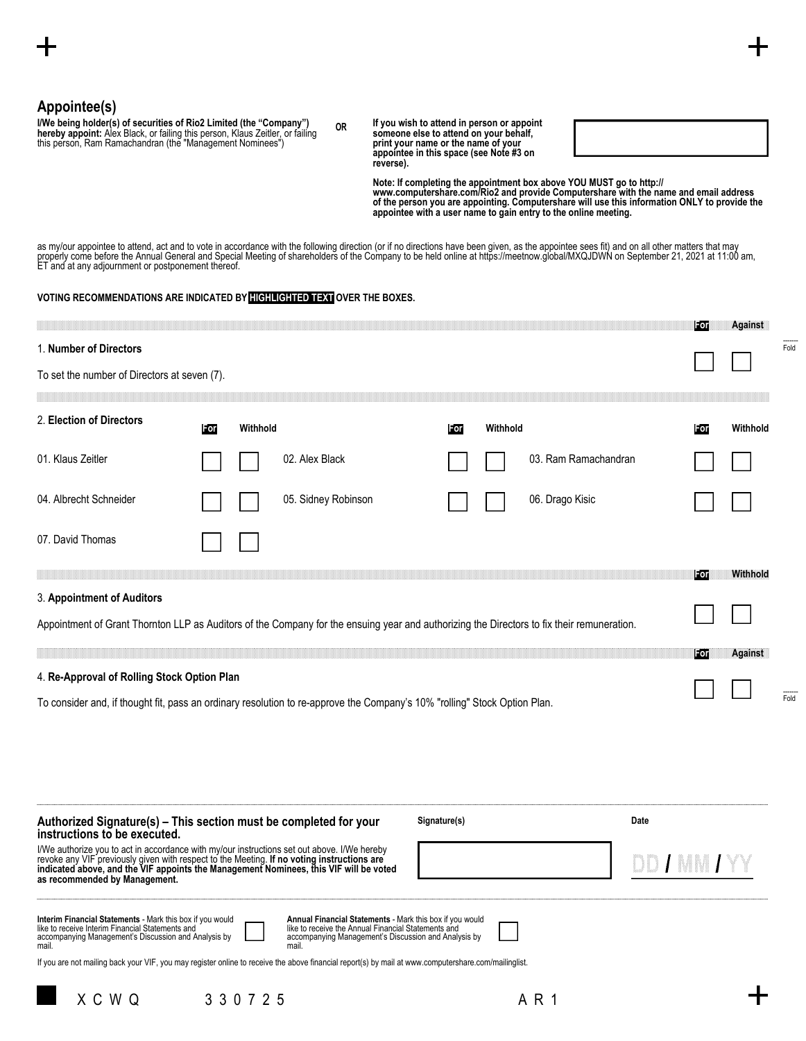## Appointee(s)

**I/We being holder(s) of securities of Rio2 Limited (the "Company") hereby appoint:** Alex Black, or failing this person, Klaus Zeitler, or failing this person, Ram Ramachandran (the "Management Nominees")

**OR**

**If you wish to attend in person or appoint someone else to attend on your behalf, print your name or the name of your appointee in this space (see Note #3 on reverse).**

**Note: If completing the appointment box above YOU MUST go to http://www.computershare.com/Rio2 and provide Computershare with the name and email address of the person you are appointing. Computershare will use this information ONLY to provide the appointee with a user name to gain entry to the online meeting.**

as my/our appointee to attend, act and to vote in accordance with the following direction (or if no directions have been given, as the appointee sees fit) and on all other matters that may properly come before the Annual General and Special Meeting of shareholders of the Company to be held online at https://meetnow.global/MXQJDWN on September 21, 2021 at 11:00 am, ET and at any adjournment or postponement thereof.

**VOTING RECOMMENDATIONS ARE INDICATED BY HIGHLIGHTED TEXT OVER THE BOXES.**

| | For | Against |
|---|---|---|
| 1. **Number of Directors**<br>To set the number of Directors at seven (7). | ☐ | ☐ |

2. **Election of Directors**

| | For | Withhold | | For | Withhold | | For | Withhold |
|---|---|---|---|---|---|---|---|---|
| 01. Klaus Zeitler | ☐ | ☐ | 02. Alex Black | ☐ | ☐ | 03. Ram Ramachandran | ☐ | ☐ |
| 04. Albrecht Schneider | ☐ | ☐ | 05. Sidney Robinson | ☐ | ☐ | 06. Drago Kisic | ☐ | ☐ |
| 07. David Thomas | ☐ | ☐ | | | | | | |

| | For | Withhold |
|---|---|---|
| 3. **Appointment of Auditors**<br>Appointment of Grant Thornton LLP as Auditors of the Company for the ensuing year and authorizing the Directors to fix their remuneration. | ☐ | ☐ |

| | For | Against |
|---|---|---|
| 4. **Re-Approval of Rolling Stock Option Plan**<br>To consider and, if thought fit, pass an ordinary resolution to re-approve the Company's 10% "rolling" Stock Option Plan. | ☐ | ☐ |

**Authorized Signature(s) – This section must be completed for your instructions to be executed.**

I/We authorize you to act in accordance with my/our instructions set out above. I/We hereby revoke any VIF previously given with respect to the Meeting. **If no voting instructions are indicated above, and the VIF appoints the Management Nominees, this VIF will be voted as recommended by Management.**

Signature(s)

Date

DD / MM / YY

**Interim Financial Statements** - Mark this box if you would like to receive Interim Financial Statements and accompanying Management's Discussion and Analysis by mail. ☐

**Annual Financial Statements** - Mark this box if you would like to receive the Annual Financial Statements and accompanying Management's Discussion and Analysis by mail. ☐

If you are not mailing back your VIF, you may register online to receive the above financial report(s) by mail at www.computershare.com/mailinglist.

X C W Q 3 3 0 7 2 5 A R 1